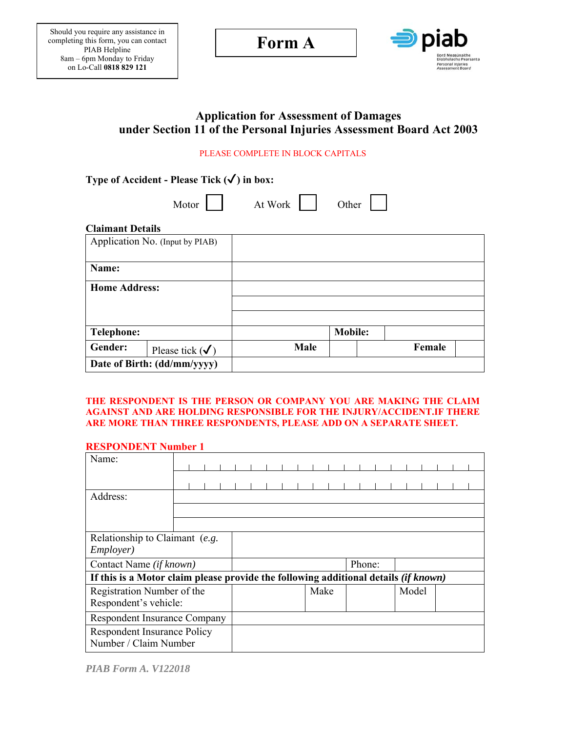Should you require any assistance in completing this form, you can contact PIAB Helpline 8am – 6pm Monday to Friday on Lo-Call **0818 829 121**

# Form A

piab
Bord Measúnaithe Díobhálacha Pearsanta
*Personal Injuries Assessment Board*

## Application for Assessment of Damages under Section 11 of the Personal Injuries Assessment Board Act 2003

PLEASE COMPLETE IN BLOCK CAPITALS

**Type of Accident - Please Tick (✓) in box:**

Motor ☐ At Work ☐ Other ☐

**Claimant Details**

| | | | | | |
|---|---|---|---|---|---|
| Application No. (Input by PIAB) | | | | | |
| **Name:** | | | | | |
| **Home Address:** | | | | | |
| | | | | | |
| | | | | | |
| **Telephone:** | | | **Mobile:** | | |
| **Gender:** | Please tick (✓) | **Male** | | **Female** | |
| **Date of Birth: (dd/mm/yyyy)** | | | | | |

**THE RESPONDENT IS THE PERSON OR COMPANY YOU ARE MAKING THE CLAIM AGAINST AND ARE HOLDING RESPONSIBLE FOR THE INJURY/ACCIDENT.IF THERE ARE MORE THAN THREE RESPONDENTS, PLEASE ADD ON A SEPARATE SHEET.**

**RESPONDENT Number 1**

| | | | | | |
|---|---|---|---|---|---|
| Name: | | | | | |
| | | | | | |
| Address: | | | | | |
| | | | | | |
| | | | | | |
| Relationship to Claimant (*e.g. Employer)* | | | | | |
| Contact Name *(if known)* | | Phone: | | | |
| **If this is a Motor claim please provide the following additional details *(if known)*** | | | | | |
| Registration Number of the Respondent's vehicle: | | Make | | Model | |
| Respondent Insurance Company | | | | | |
| Respondent Insurance Policy Number / Claim Number | | | | | |

*PIAB Form A. V122018*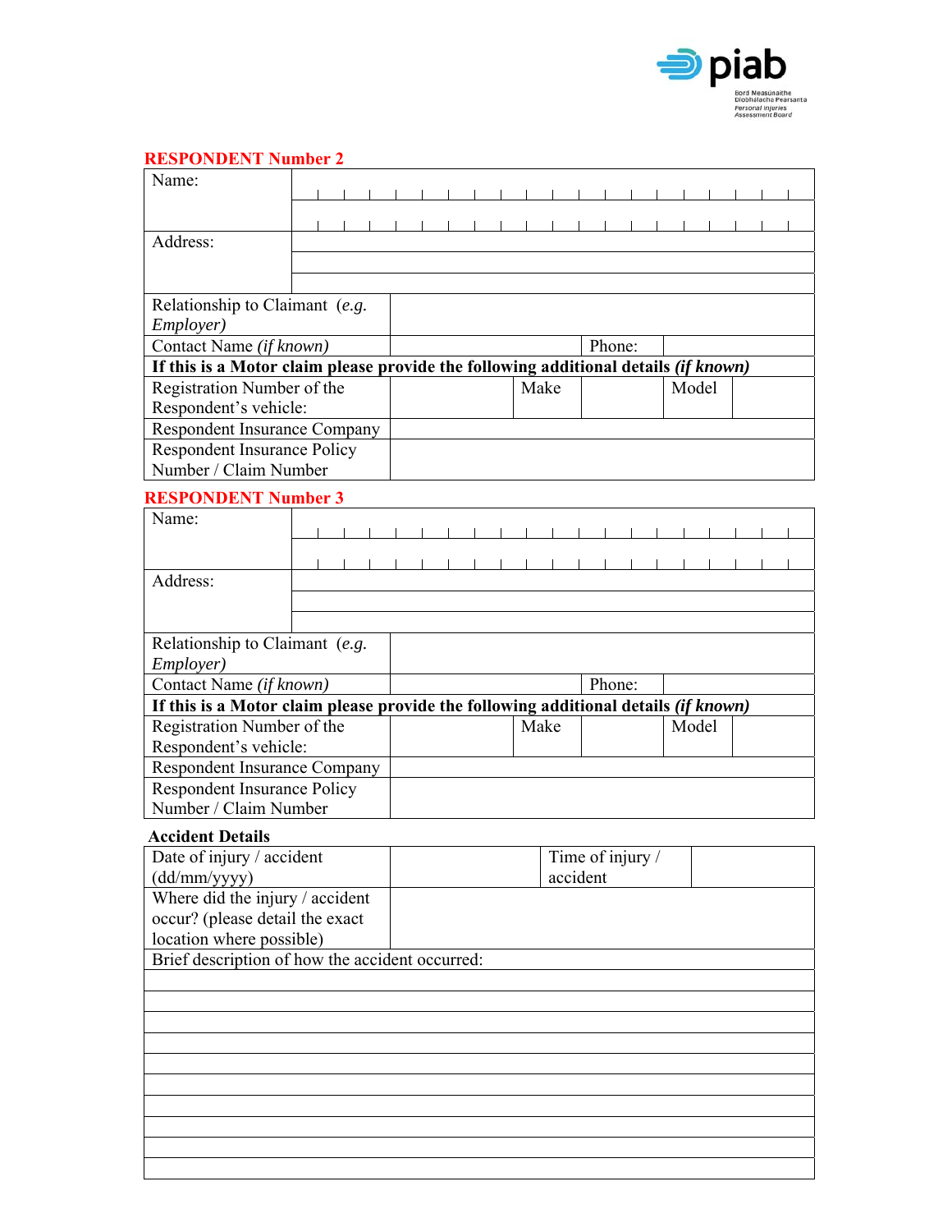## RESPONDENT Number 2

| Name: | | | | | |
|---|---|---|---|---|---|
| | | | | | |
| Address: | | | | | |
| | | | | | |
| | | | | | |
| Relationship to Claimant (*e.g. Employer)* | | | | | |
| Contact Name *(if known)* | | Phone: | | | |
| **If this is a Motor claim please provide the following additional details *(if known)*** | | | | | |
| Registration Number of the Respondent's vehicle: | | Make | | Model | |
| Respondent Insurance Company | | | | | |
| Respondent Insurance Policy Number / Claim Number | | | | | |

## RESPONDENT Number 3

| Name: | | | | | |
|---|---|---|---|---|---|
| | | | | | |
| Address: | | | | | |
| | | | | | |
| | | | | | |
| Relationship to Claimant (*e.g. Employer)* | | | | | |
| Contact Name *(if known)* | | Phone: | | | |
| **If this is a Motor claim please provide the following additional details *(if known)*** | | | | | |
| Registration Number of the Respondent's vehicle: | | Make | | Model | |
| Respondent Insurance Company | | | | | |
| Respondent Insurance Policy Number / Claim Number | | | | | |

### Accident Details

| Date of injury / accident (dd/mm/yyyy) | | Time of injury / accident | |
|---|---|---|---|
| Where did the injury / accident occur? (please detail the exact location where possible) | | | |
| Brief description of how the accident occurred: | | | |
| | | | |
| | | | |
| | | | |
| | | | |
| | | | |
| | | | |
| | | | |
| | | | |
| | | | |
| | | | |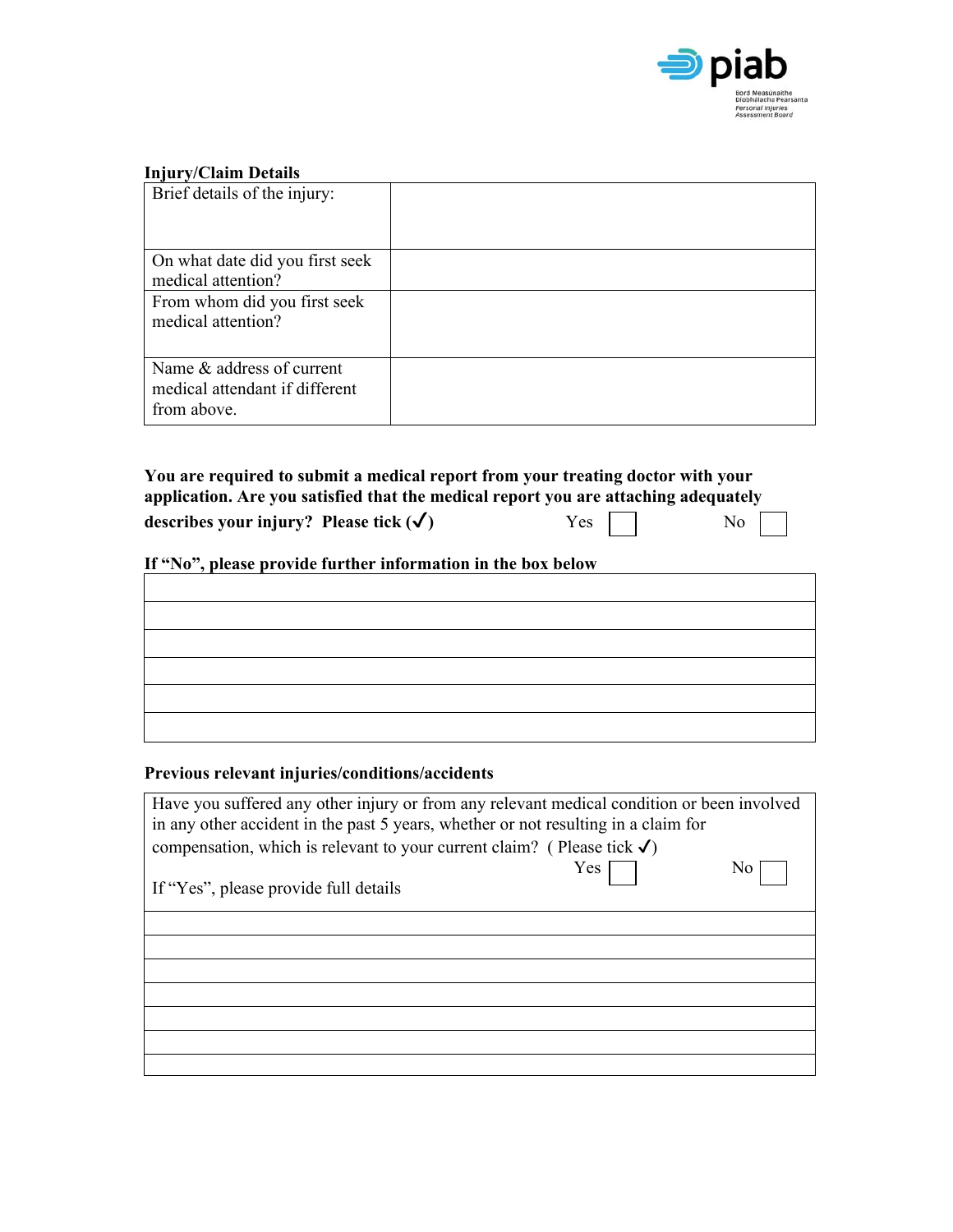**Injury/Claim Details**

| | |
|---|---|
| Brief details of the injury: | |
| On what date did you first seek medical attention? | |
| From whom did you first seek medical attention? | |
| Name & address of current medical attendant if different from above. | |

**You are required to submit a medical report from your treating doctor with your application. Are you satisfied that the medical report you are attaching adequately describes your injury? Please tick (✓)** Yes ☐ No ☐

**If "No", please provide further information in the box below**

| |
|---|
| |
| |
| |
| |
| |
| |

**Previous relevant injuries/conditions/accidents**

| |
|---|
| Have you suffered any other injury or from any relevant medical condition or been involved in any other accident in the past 5 years, whether or not resulting in a claim for compensation, which is relevant to your current claim? ( Please tick ✓) Yes ☐ No ☐<br>If "Yes", please provide full details |
| |
| |
| |
| |
| |
| |
| |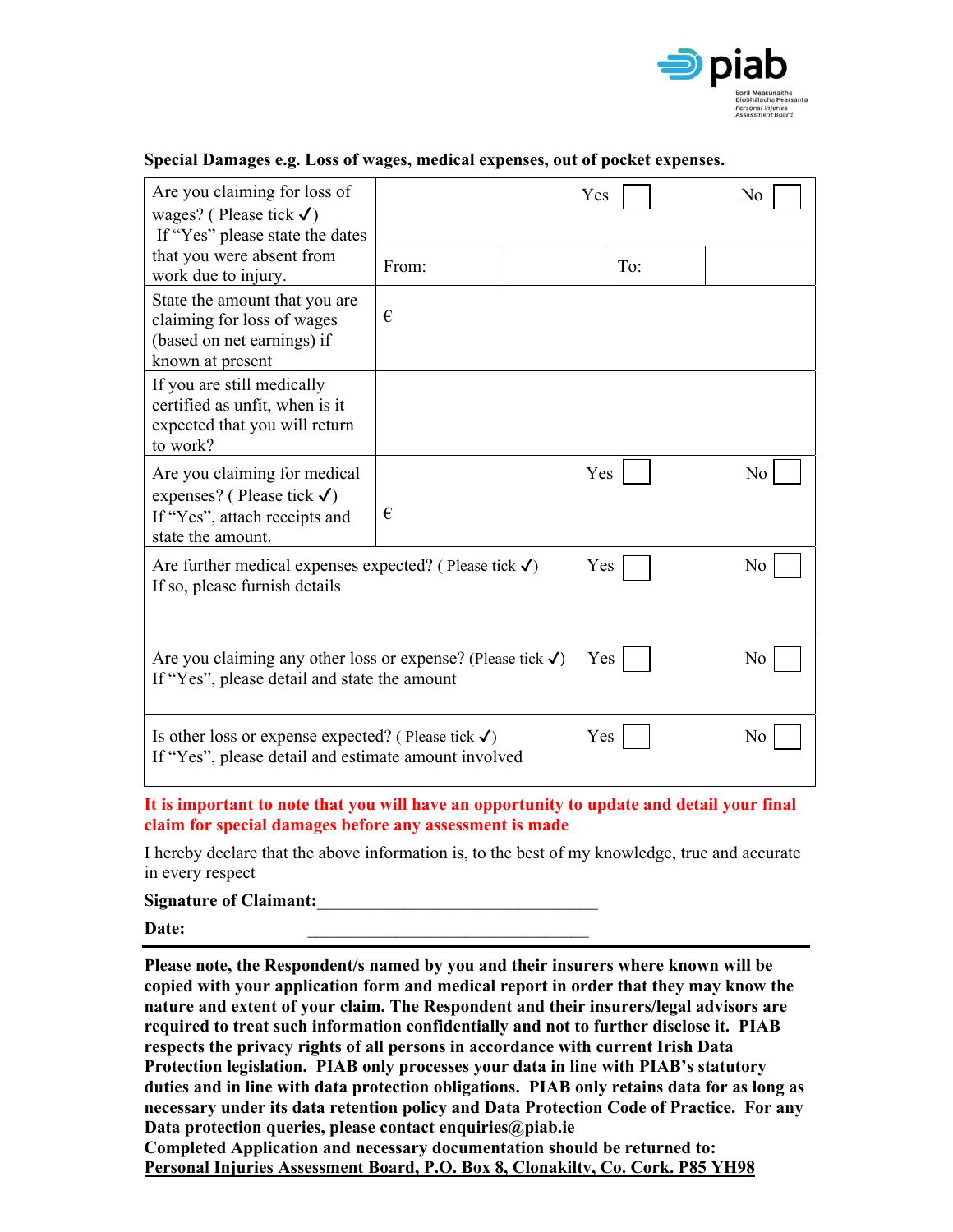**Special Damages e.g. Loss of wages, medical expenses, out of pocket expenses.**

| | | | | |
|---|---|---|---|---|
| Are you claiming for loss of wages? ( Please tick ✓) If "Yes" please state the dates that you were absent from work due to injury. | Yes ☐ | | No ☐ | |
| | From: | | To: | |
| State the amount that you are claiming for loss of wages (based on net earnings) if known at present | € | | | |
| If you are still medically certified as unfit, when is it expected that you will return to work? | | | | |
| Are you claiming for medical expenses? ( Please tick ✓) If "Yes", attach receipts and state the amount. | Yes ☐ € | | No ☐ | |
| Are further medical expenses expected? ( Please tick ✓) If so, please furnish details | Yes ☐ | | No ☐ | |
| Are you claiming any other loss or expense? (Please tick ✓) If "Yes", please detail and state the amount | Yes ☐ | | No ☐ | |
| Is other loss or expense expected? ( Please tick ✓) If "Yes", please detail and estimate amount involved | Yes ☐ | | No ☐ | |

**It is important to note that you will have an opportunity to update and detail your final claim for special damages before any assessment is made**

I hereby declare that the above information is, to the best of my knowledge, true and accurate in every respect

**Signature of Claimant:**_________________________________

**Date:** _________________________________

**Please note, the Respondent/s named by you and their insurers where known will be copied with your application form and medical report in order that they may know the nature and extent of your claim. The Respondent and their insurers/legal advisors are required to treat such information confidentially and not to further disclose it. PIAB respects the privacy rights of all persons in accordance with current Irish Data Protection legislation. PIAB only processes your data in line with PIAB's statutory duties and in line with data protection obligations. PIAB only retains data for as long as necessary under its data retention policy and Data Protection Code of Practice. For any Data protection queries, please contact enquiries@piab.ie**

**Completed Application and necessary documentation should be returned to:**

**Personal Injuries Assessment Board, P.O. Box 8, Clonakilty, Co. Cork. P85 YH98**